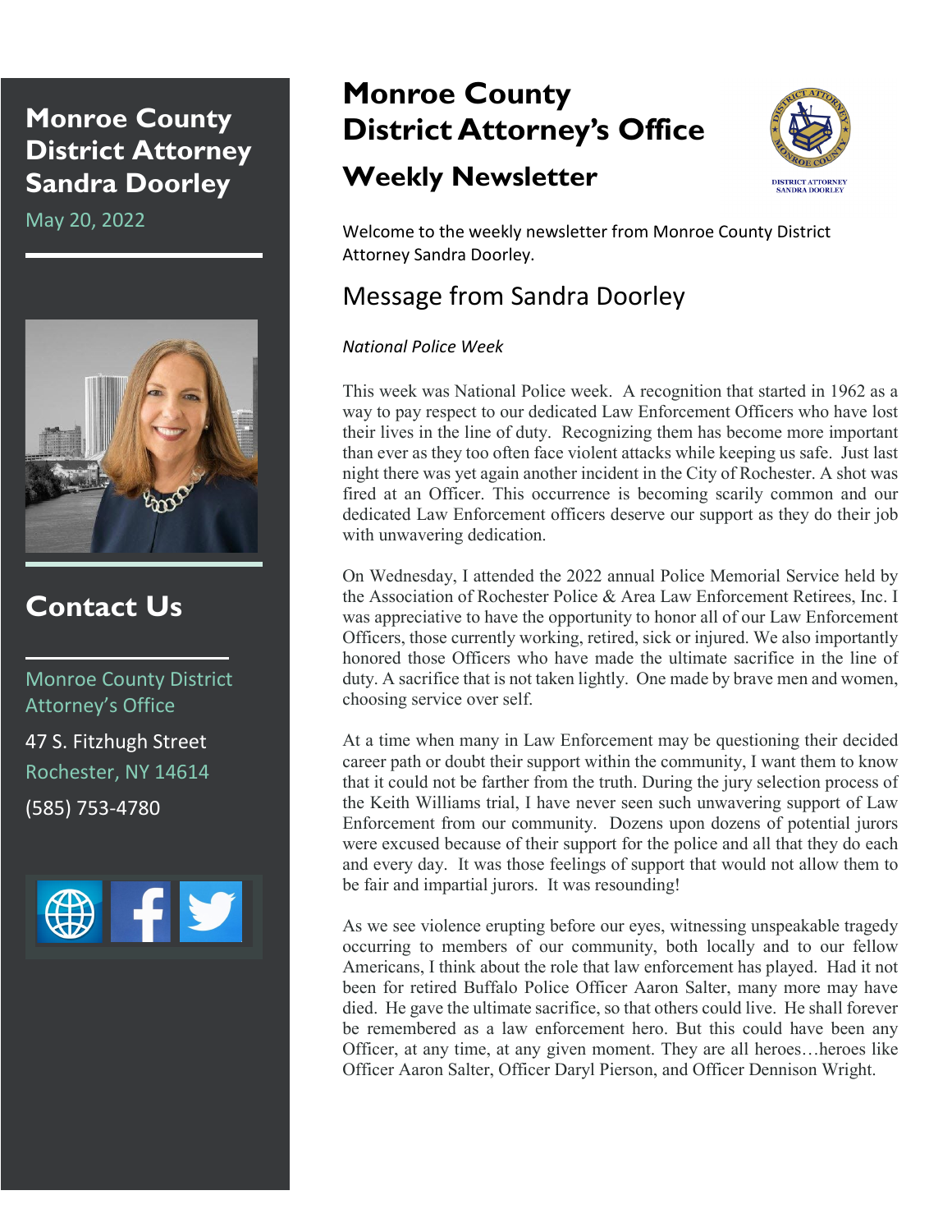# Monroe County District Attorney Sandra Doorley

May 20, 2022

## Contact Us

Monroe County District Attorney's Office

47 S. Fitzhugh Street

Rochester, NY 14614

(585) 753-4780

# Monroe County District Attorney's Office

## Weekly Newsletter

DISTRICT ATTORNEY SANDRA DOORLEY

Welcome to the weekly newsletter from Monroe County District Attorney Sandra Doorley.

## Message from Sandra Doorley

*National Police Week*

This week was National Police week. A recognition that started in 1962 as a way to pay respect to our dedicated Law Enforcement Officers who have lost their lives in the line of duty. Recognizing them has become more important than ever as they too often face violent attacks while keeping us safe. Just last night there was yet again another incident in the City of Rochester. A shot was fired at an Officer. This occurrence is becoming scarily common and our dedicated Law Enforcement officers deserve our support as they do their job with unwavering dedication.

On Wednesday, I attended the 2022 annual Police Memorial Service held by the Association of Rochester Police & Area Law Enforcement Retirees, Inc. I was appreciative to have the opportunity to honor all of our Law Enforcement Officers, those currently working, retired, sick or injured. We also importantly honored those Officers who have made the ultimate sacrifice in the line of duty. A sacrifice that is not taken lightly. One made by brave men and women, choosing service over self.

At a time when many in Law Enforcement may be questioning their decided career path or doubt their support within the community, I want them to know that it could not be farther from the truth. During the jury selection process of the Keith Williams trial, I have never seen such unwavering support of Law Enforcement from our community. Dozens upon dozens of potential jurors were excused because of their support for the police and all that they do each and every day. It was those feelings of support that would not allow them to be fair and impartial jurors. It was resounding!

As we see violence erupting before our eyes, witnessing unspeakable tragedy occurring to members of our community, both locally and to our fellow Americans, I think about the role that law enforcement has played. Had it not been for retired Buffalo Police Officer Aaron Salter, many more may have died. He gave the ultimate sacrifice, so that others could live. He shall forever be remembered as a law enforcement hero. But this could have been any Officer, at any time, at any given moment. They are all heroes…heroes like Officer Aaron Salter, Officer Daryl Pierson, and Officer Dennison Wright.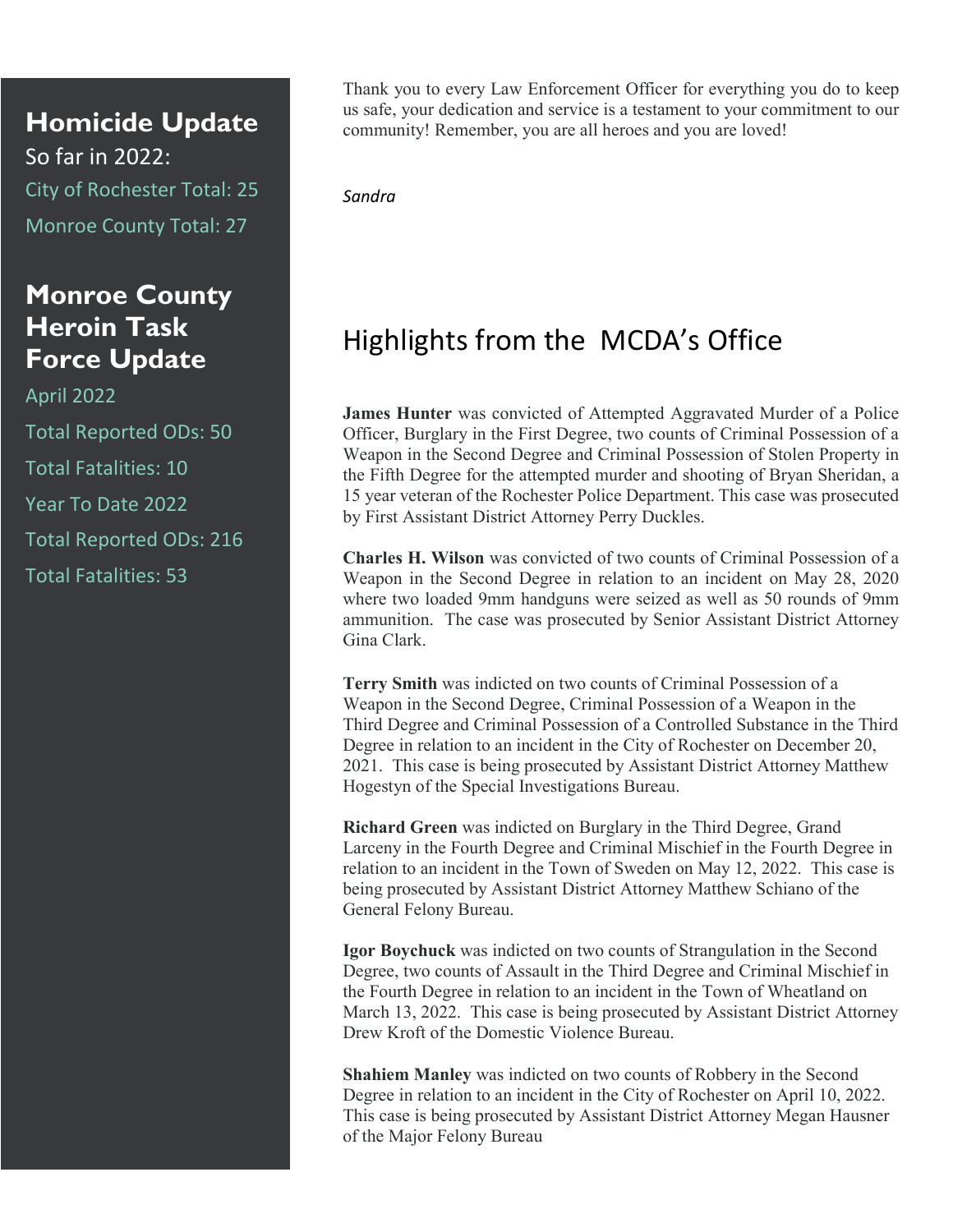## Homicide Update

So far in 2022:

City of Rochester Total: 25

Monroe County Total: 27

## Monroe County Heroin Task Force Update

April 2022

Total Reported ODs: 50

Total Fatalities: 10

Year To Date 2022

Total Reported ODs: 216

Total Fatalities: 53

Thank you to every Law Enforcement Officer for everything you do to keep us safe, your dedication and service is a testament to your commitment to our community! Remember, you are all heroes and you are loved!

*Sandra*

# Highlights from the MCDA's Office

**James Hunter** was convicted of Attempted Aggravated Murder of a Police Officer, Burglary in the First Degree, two counts of Criminal Possession of a Weapon in the Second Degree and Criminal Possession of Stolen Property in the Fifth Degree for the attempted murder and shooting of Bryan Sheridan, a 15 year veteran of the Rochester Police Department. This case was prosecuted by First Assistant District Attorney Perry Duckles.

**Charles H. Wilson** was convicted of two counts of Criminal Possession of a Weapon in the Second Degree in relation to an incident on May 28, 2020 where two loaded 9mm handguns were seized as well as 50 rounds of 9mm ammunition. The case was prosecuted by Senior Assistant District Attorney Gina Clark.

**Terry Smith** was indicted on two counts of Criminal Possession of a Weapon in the Second Degree, Criminal Possession of a Weapon in the Third Degree and Criminal Possession of a Controlled Substance in the Third Degree in relation to an incident in the City of Rochester on December 20, 2021. This case is being prosecuted by Assistant District Attorney Matthew Hogestyn of the Special Investigations Bureau.

**Richard Green** was indicted on Burglary in the Third Degree, Grand Larceny in the Fourth Degree and Criminal Mischief in the Fourth Degree in relation to an incident in the Town of Sweden on May 12, 2022. This case is being prosecuted by Assistant District Attorney Matthew Schiano of the General Felony Bureau.

**Igor Boychuck** was indicted on two counts of Strangulation in the Second Degree, two counts of Assault in the Third Degree and Criminal Mischief in the Fourth Degree in relation to an incident in the Town of Wheatland on March 13, 2022. This case is being prosecuted by Assistant District Attorney Drew Kroft of the Domestic Violence Bureau.

**Shahiem Manley** was indicted on two counts of Robbery in the Second Degree in relation to an incident in the City of Rochester on April 10, 2022. This case is being prosecuted by Assistant District Attorney Megan Hausner of the Major Felony Bureau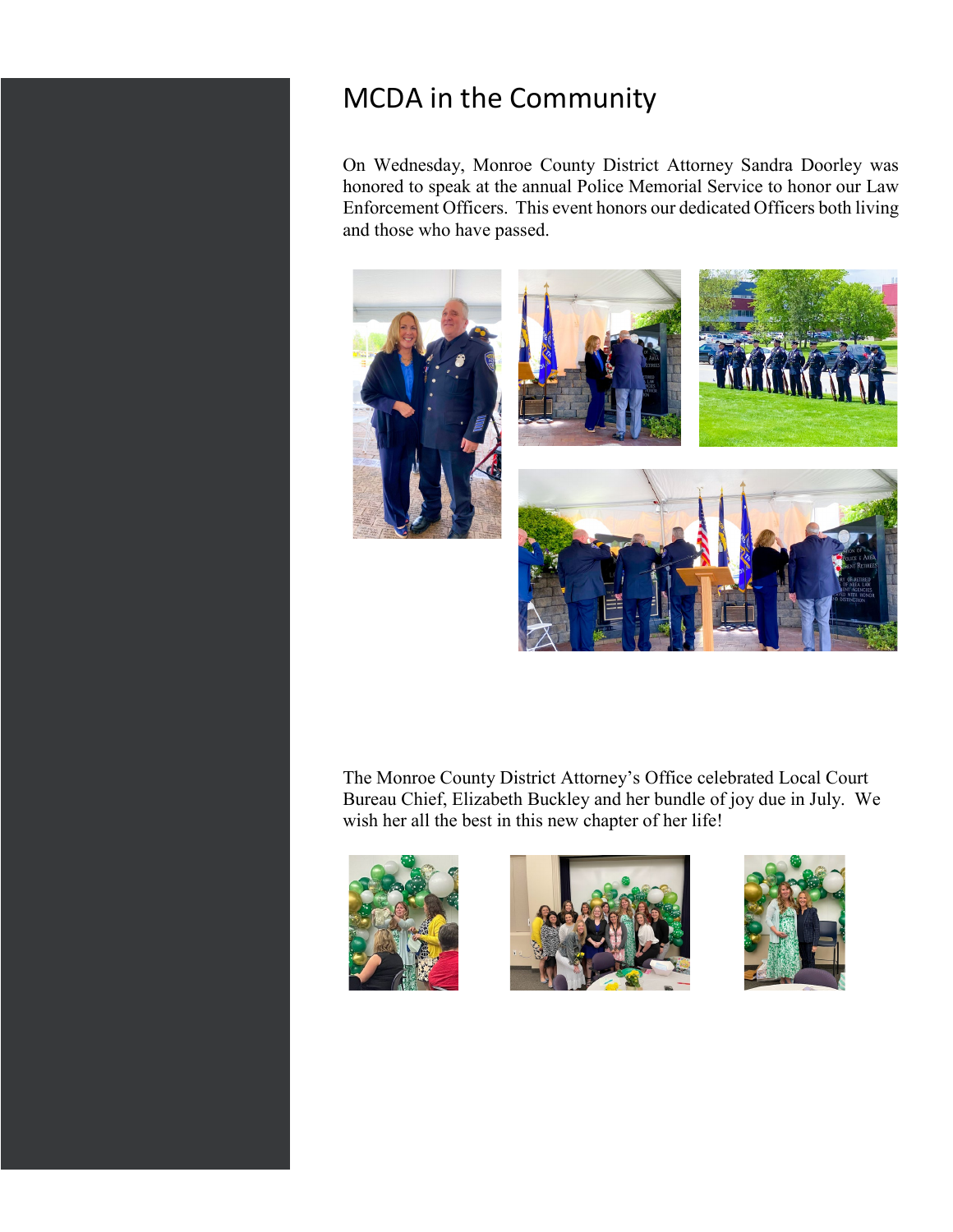# MCDA in the Community

On Wednesday, Monroe County District Attorney Sandra Doorley was honored to speak at the annual Police Memorial Service to honor our Law Enforcement Officers. This event honors our dedicated Officers both living and those who have passed.

The Monroe County District Attorney's Office celebrated Local Court Bureau Chief, Elizabeth Buckley and her bundle of joy due in July. We wish her all the best in this new chapter of her life!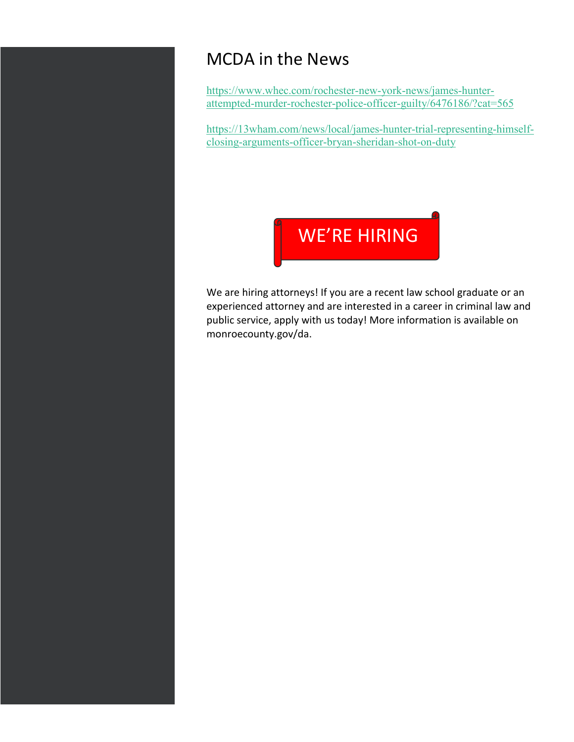# MCDA in the News

https://www.whec.com/rochester-new-york-news/james-hunter-attempted-murder-rochester-police-officer-guilty/6476186/?cat=565

https://13wham.com/news/local/james-hunter-trial-representing-himself-closing-arguments-officer-bryan-sheridan-shot-on-duty

## WE'RE HIRING

We are hiring attorneys! If you are a recent law school graduate or an experienced attorney and are interested in a career in criminal law and public service, apply with us today! More information is available on monroecounty.gov/da.